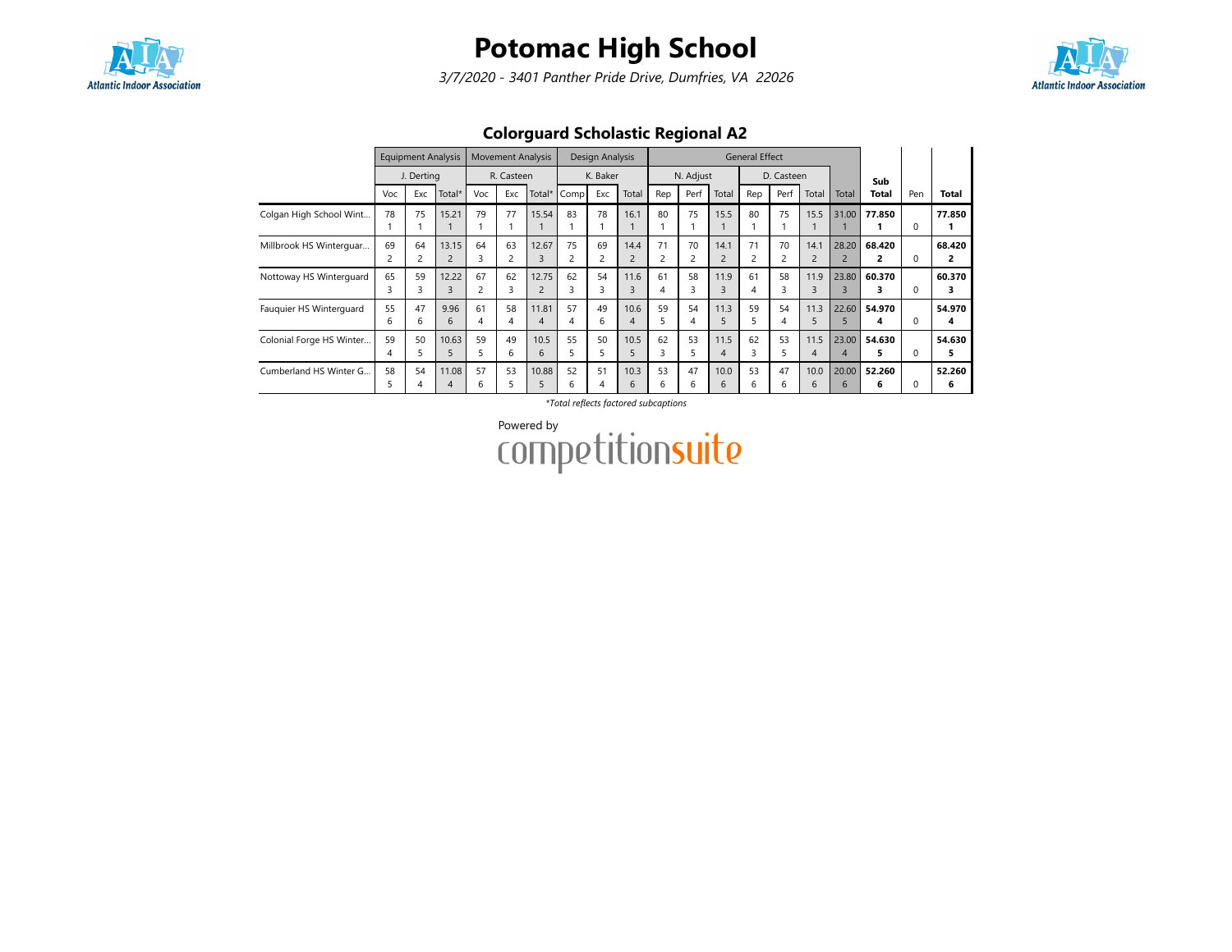# Potomac High School

*3/7/2020 - 3401 Panther Pride Drive, Dumfries, VA 22026*

## Colorguard Scholastic Regional A2

| | Equipment Analysis | | | Movement Analysis | | | Design Analysis | | | General Effect | | | | | | | | | |
|---|---|---|---|---|---|---|---|---|---|---|---|---|---|---|---|---|---|---|---|
| | J. Derting | | | R. Casteen | | | K. Baker | | | N. Adjust | | | D. Casteen | | | | Sub | | |
| | Voc | Exc | Total* | Voc | Exc | Total* | Comp | Exc | Total | Rep | Perf | Total | Rep | Perf | Total | Total | **Total** | Pen | **Total** |
| Colgan High School Wint... | 78<br>1 | 75<br>1 | 15.21<br>1 | 79<br>1 | 77<br>1 | 15.54<br>1 | 83<br>1 | 78<br>1 | 16.1<br>1 | 80<br>1 | 75<br>1 | 15.5<br>1 | 80<br>1 | 75<br>1 | 15.5<br>1 | 31.00<br>1 | **77.850**<br>**1** | 0 | **77.850**<br>**1** |
| Millbrook HS Winterguar... | 69<br>2 | 64<br>2 | 13.15<br>2 | 64<br>3 | 63<br>2 | 12.67<br>3 | 75<br>2 | 69<br>2 | 14.4<br>2 | 71<br>2 | 70<br>2 | 14.1<br>2 | 71<br>2 | 70<br>2 | 14.1<br>2 | 28.20<br>2 | **68.420**<br>**2** | 0 | **68.420**<br>**2** |
| Nottoway HS Winterguard | 65<br>3 | 59<br>3 | 12.22<br>3 | 67<br>2 | 62<br>3 | 12.75<br>2 | 62<br>3 | 54<br>3 | 11.6<br>3 | 61<br>4 | 58<br>3 | 11.9<br>3 | 61<br>4 | 58<br>3 | 11.9<br>3 | 23.80<br>3 | **60.370**<br>**3** | 0 | **60.370**<br>**3** |
| Fauquier HS Winterguard | 55<br>6 | 47<br>6 | 9.96<br>6 | 61<br>4 | 58<br>4 | 11.81<br>4 | 57<br>4 | 49<br>6 | 10.6<br>4 | 59<br>5 | 54<br>4 | 11.3<br>5 | 59<br>5 | 54<br>4 | 11.3<br>5 | 22.60<br>5 | **54.970**<br>**4** | 0 | **54.970**<br>**4** |
| Colonial Forge HS Winter... | 59<br>4 | 50<br>5 | 10.63<br>5 | 59<br>5 | 49<br>6 | 10.5<br>6 | 55<br>5 | 50<br>5 | 10.5<br>5 | 62<br>3 | 53<br>5 | 11.5<br>4 | 62<br>3 | 53<br>5 | 11.5<br>4 | 23.00<br>4 | **54.630**<br>**5** | 0 | **54.630**<br>**5** |
| Cumberland HS Winter G... | 58<br>5 | 54<br>4 | 11.08<br>4 | 57<br>6 | 53<br>5 | 10.88<br>5 | 52<br>6 | 51<br>4 | 10.3<br>6 | 53<br>6 | 47<br>6 | 10.0<br>6 | 53<br>6 | 47<br>6 | 10.0<br>6 | 20.00<br>6 | **52.260**<br>**6** | 0 | **52.260**<br>**6** |

*Total reflects factored subcaptions

Powered by competitionsuite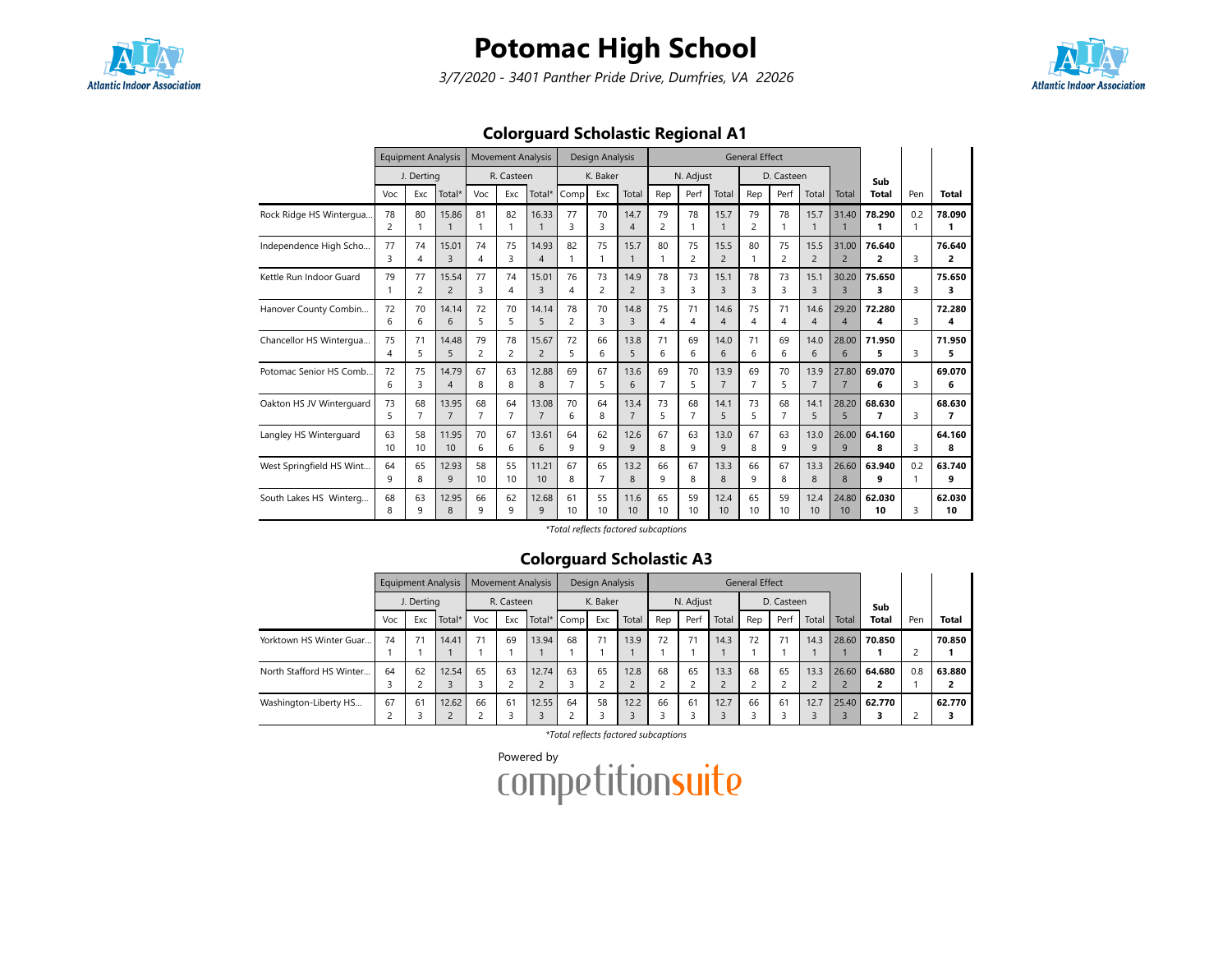# Potomac High School

*3/7/2020 - 3401 Panther Pride Drive, Dumfries, VA 22026*

## Colorguard Scholastic Regional A1

| | Equipment Analysis | | | Movement Analysis | | | Design Analysis | | | General Effect | | | | | | | | | |
|---|---|---|---|---|---|---|---|---|---|---|---|---|---|---|---|---|---|---|---|
| | J. Derting | | | R. Casteen | | | K. Baker | | | N. Adjust | | | D. Casteen | | | | | | |
| | Voc | Exc | Total* | Voc | Exc | Total* | Comp | Exc | Total | Rep | Perf | Total | Rep | Perf | Total | Total | Sub Total | Pen | Total |
| Rock Ridge HS Wintergua... | 78 2 | 80 1 | 15.86 1 | 81 1 | 82 1 | 16.33 1 | 77 3 | 70 3 | 14.7 4 | 79 2 | 78 1 | 15.7 1 | 79 2 | 78 1 | 15.7 1 | 31.40 1 | **78.290 1** | 0.2 1 | **78.090 1** |
| Independence High Scho... | 77 3 | 74 4 | 15.01 3 | 74 4 | 75 3 | 14.93 4 | 82 1 | 75 1 | 15.7 1 | 80 1 | 75 2 | 15.5 2 | 80 1 | 75 2 | 15.5 2 | 31.00 2 | **76.640 2** | 3 | **76.640 2** |
| Kettle Run Indoor Guard | 79 1 | 77 2 | 15.54 2 | 77 3 | 74 4 | 15.01 3 | 76 4 | 73 2 | 14.9 2 | 78 3 | 73 3 | 15.1 3 | 78 3 | 73 3 | 15.1 3 | 30.20 3 | **75.650 3** | 3 | **75.650 3** |
| Hanover County Combin... | 72 6 | 70 6 | 14.14 6 | 72 5 | 70 5 | 14.14 5 | 78 2 | 70 3 | 14.8 3 | 75 4 | 71 4 | 14.6 4 | 75 4 | 71 4 | 14.6 4 | 29.20 4 | **72.280 4** | 3 | **72.280 4** |
| Chancellor HS Wintergua... | 75 4 | 71 5 | 14.48 5 | 79 2 | 78 2 | 15.67 2 | 72 5 | 66 6 | 13.8 5 | 71 6 | 69 6 | 14.0 6 | 71 6 | 69 6 | 14.0 6 | 28.00 6 | **71.950 5** | 3 | **71.950 5** |
| Potomac Senior HS Comb... | 72 6 | 75 3 | 14.79 4 | 67 8 | 63 8 | 12.88 8 | 69 7 | 67 5 | 13.6 6 | 69 7 | 70 5 | 13.9 7 | 69 7 | 70 5 | 13.9 7 | 27.80 7 | **69.070 6** | 3 | **69.070 6** |
| Oakton HS JV Winterguard | 73 5 | 68 7 | 13.95 7 | 68 7 | 64 7 | 13.08 7 | 70 6 | 64 8 | 13.4 7 | 73 5 | 68 7 | 14.1 5 | 73 5 | 68 7 | 14.1 5 | 28.20 5 | **68.630 7** | 3 | **68.630 7** |
| Langley HS Winterguard | 63 10 | 58 10 | 11.95 10 | 70 6 | 67 6 | 13.61 6 | 64 9 | 62 9 | 12.6 9 | 67 8 | 63 9 | 13.0 9 | 67 8 | 63 9 | 13.0 9 | 26.00 9 | **64.160 8** | 3 | **64.160 8** |
| West Springfield HS Wint... | 64 9 | 65 8 | 12.93 9 | 58 10 | 55 10 | 11.21 10 | 67 8 | 65 7 | 13.2 8 | 66 9 | 67 8 | 13.3 8 | 66 9 | 67 8 | 13.3 8 | 26.60 8 | **63.940 9** | 0.2 1 | **63.740 9** |
| South Lakes HS Winterg... | 68 8 | 63 9 | 12.95 8 | 66 9 | 62 9 | 12.68 9 | 61 10 | 55 10 | 11.6 10 | 65 10 | 59 10 | 12.4 10 | 65 10 | 59 10 | 12.4 10 | 24.80 10 | **62.030 10** | 3 | **62.030 10** |

*Total reflects factored subcaptions

## Colorguard Scholastic A3

| | Equipment Analysis | | | Movement Analysis | | | Design Analysis | | | General Effect | | | | | | | | | |
|---|---|---|---|---|---|---|---|---|---|---|---|---|---|---|---|---|---|---|---|
| | J. Derting | | | R. Casteen | | | K. Baker | | | N. Adjust | | | D. Casteen | | | | | | |
| | Voc | Exc | Total* | Voc | Exc | Total* | Comp | Exc | Total | Rep | Perf | Total | Rep | Perf | Total | Total | Sub Total | Pen | Total |
| Yorktown HS Winter Guar... | 74 1 | 71 1 | 14.41 1 | 71 1 | 69 1 | 13.94 1 | 68 1 | 71 1 | 13.9 1 | 72 1 | 71 1 | 14.3 1 | 72 1 | 71 1 | 14.3 1 | 28.60 1 | **70.850 1** | 2 | **70.850 1** |
| North Stafford HS Winter... | 64 3 | 62 2 | 12.54 3 | 65 3 | 63 2 | 12.74 2 | 63 3 | 65 2 | 12.8 2 | 68 2 | 65 2 | 13.3 2 | 68 2 | 65 2 | 13.3 2 | 26.60 2 | **64.680 2** | 0.8 1 | **63.880 2** |
| Washington-Liberty HS... | 67 2 | 61 3 | 12.62 2 | 66 2 | 61 3 | 12.55 3 | 64 2 | 58 3 | 12.2 3 | 66 3 | 61 3 | 12.7 3 | 66 3 | 61 3 | 12.7 3 | 25.40 3 | **62.770 3** | 2 | **62.770 3** |

*Total reflects factored subcaptions

Powered by competitionsuite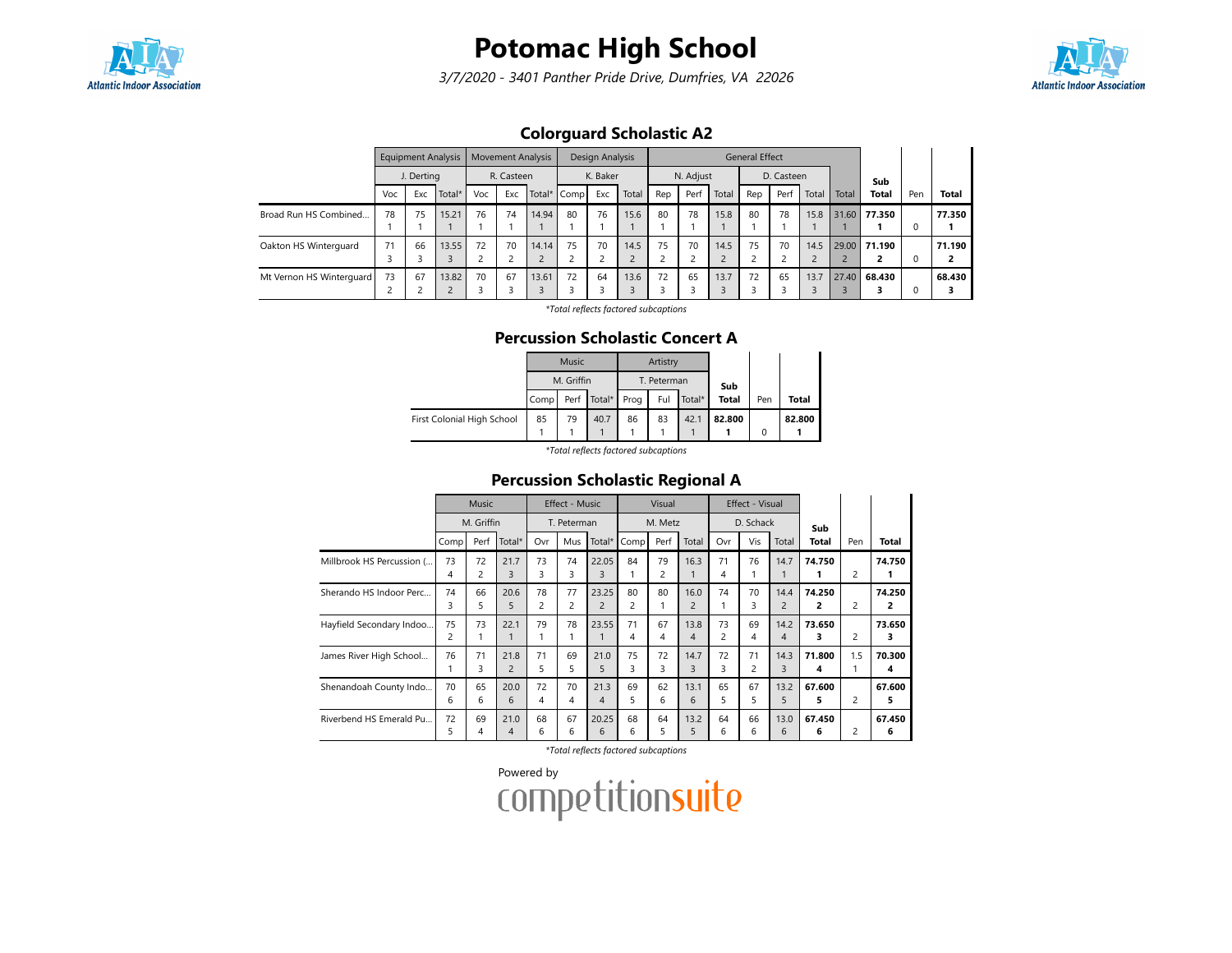# Potomac High School

*3/7/2020 - 3401 Panther Pride Drive, Dumfries, VA 22026*

## Colorguard Scholastic A2

| | Equipment Analysis | | | Movement Analysis | | | Design Analysis | | | General Effect | | | | | | | | | |
|---|---|---|---|---|---|---|---|---|---|---|---|---|---|---|---|---|---|---|---|
| | J. Derting | | | R. Casteen | | | K. Baker | | | N. Adjust | | | D. Casteen | | | | | | |
| | Voc | Exc | Total* | Voc | Exc | Total* | Comp | Exc | Total | Rep | Perf | Total | Rep | Perf | Total | Total | Sub Total | Pen | Total |
| Broad Run HS Combined... | 78<br>1 | 75<br>1 | 15.21<br>1 | 76<br>1 | 74<br>1 | 14.94<br>1 | 80<br>1 | 76<br>1 | 15.6<br>1 | 80<br>1 | 78<br>1 | 15.8<br>1 | 80<br>1 | 78<br>1 | 15.8<br>1 | 31.60<br>1 | **77.350**<br>**1** | 0 | **77.350**<br>**1** |
| Oakton HS Winterguard | 71<br>3 | 66<br>3 | 13.55<br>3 | 72<br>2 | 70<br>2 | 14.14<br>2 | 75<br>2 | 70<br>2 | 14.5<br>2 | 75<br>2 | 70<br>2 | 14.5<br>2 | 75<br>2 | 70<br>2 | 14.5<br>2 | 29.00<br>2 | **71.190**<br>**2** | 0 | **71.190**<br>**2** |
| Mt Vernon HS Winterguard | 73<br>2 | 67<br>2 | 13.82<br>2 | 70<br>3 | 67<br>3 | 13.61<br>3 | 72<br>3 | 64<br>3 | 13.6<br>3 | 72<br>3 | 65<br>3 | 13.7<br>3 | 72<br>3 | 65<br>3 | 13.7<br>3 | 27.40<br>3 | **68.430**<br>**3** | 0 | **68.430**<br>**3** |

*Total reflects factored subcaptions

## Percussion Scholastic Concert A

| | Music | | | Artistry | | | | | |
|---|---|---|---|---|---|---|---|---|---|
| | M. Griffin | | | T. Peterman | | | | | |
| | Comp | Perf | Total* | Prog | Ful | Total* | Sub Total | Pen | Total |
| First Colonial High School | 85<br>1 | 79<br>1 | 40.7<br>1 | 86<br>1 | 83<br>1 | 42.1<br>1 | **82.800**<br>**1** | 0 | **82.800**<br>**1** |

*Total reflects factored subcaptions

## Percussion Scholastic Regional A

| | Music | | | Effect - Music | | | Visual | | | Effect - Visual | | | | | |
|---|---|---|---|---|---|---|---|---|---|---|---|---|---|---|---|
| | M. Griffin | | | T. Peterman | | | M. Metz | | | D. Schack | | | | | |
| | Comp | Perf | Total* | Ovr | Mus | Total* | Comp | Perf | Total | Ovr | Vis | Total | Sub Total | Pen | Total |
| Millbrook HS Percussion (... | 73<br>4 | 72<br>2 | 21.7<br>3 | 73<br>3 | 74<br>3 | 22.05<br>3 | 84<br>1 | 79<br>2 | 16.3<br>1 | 71<br>4 | 76<br>1 | 14.7<br>1 | **74.750**<br>**1** | 2 | **74.750**<br>**1** |
| Sherando HS Indoor Perc... | 74<br>3 | 66<br>5 | 20.6<br>5 | 78<br>2 | 77<br>2 | 23.25<br>2 | 80<br>2 | 80<br>1 | 16.0<br>2 | 74<br>1 | 70<br>3 | 14.4<br>2 | **74.250**<br>**2** | 2 | **74.250**<br>**2** |
| Hayfield Secondary Indoo... | 75<br>2 | 73<br>1 | 22.1<br>1 | 79<br>1 | 78<br>1 | 23.55<br>1 | 71<br>4 | 67<br>4 | 13.8<br>4 | 73<br>2 | 69<br>4 | 14.2<br>4 | **73.650**<br>**3** | 2 | **73.650**<br>**3** |
| James River High School... | 76<br>1 | 71<br>3 | 21.8<br>2 | 71<br>5 | 69<br>5 | 21.0<br>5 | 75<br>3 | 72<br>3 | 14.7<br>3 | 72<br>3 | 71<br>2 | 14.3<br>3 | **71.800**<br>**4** | 1.5<br>1 | **70.300**<br>**4** |
| Shenandoah County Indo... | 70<br>6 | 65<br>6 | 20.0<br>6 | 72<br>4 | 70<br>4 | 21.3<br>4 | 69<br>5 | 62<br>6 | 13.1<br>6 | 65<br>5 | 67<br>5 | 13.2<br>5 | **67.600**<br>**5** | 2 | **67.600**<br>**5** |
| Riverbend HS Emerald Pu... | 72<br>5 | 69<br>4 | 21.0<br>4 | 68<br>6 | 67<br>6 | 20.25<br>6 | 68<br>6 | 64<br>5 | 13.2<br>5 | 64<br>6 | 66<br>6 | 13.0<br>6 | **67.450**<br>**6** | 2 | **67.450**<br>**6** |

*Total reflects factored subcaptions

Powered by competitionsuite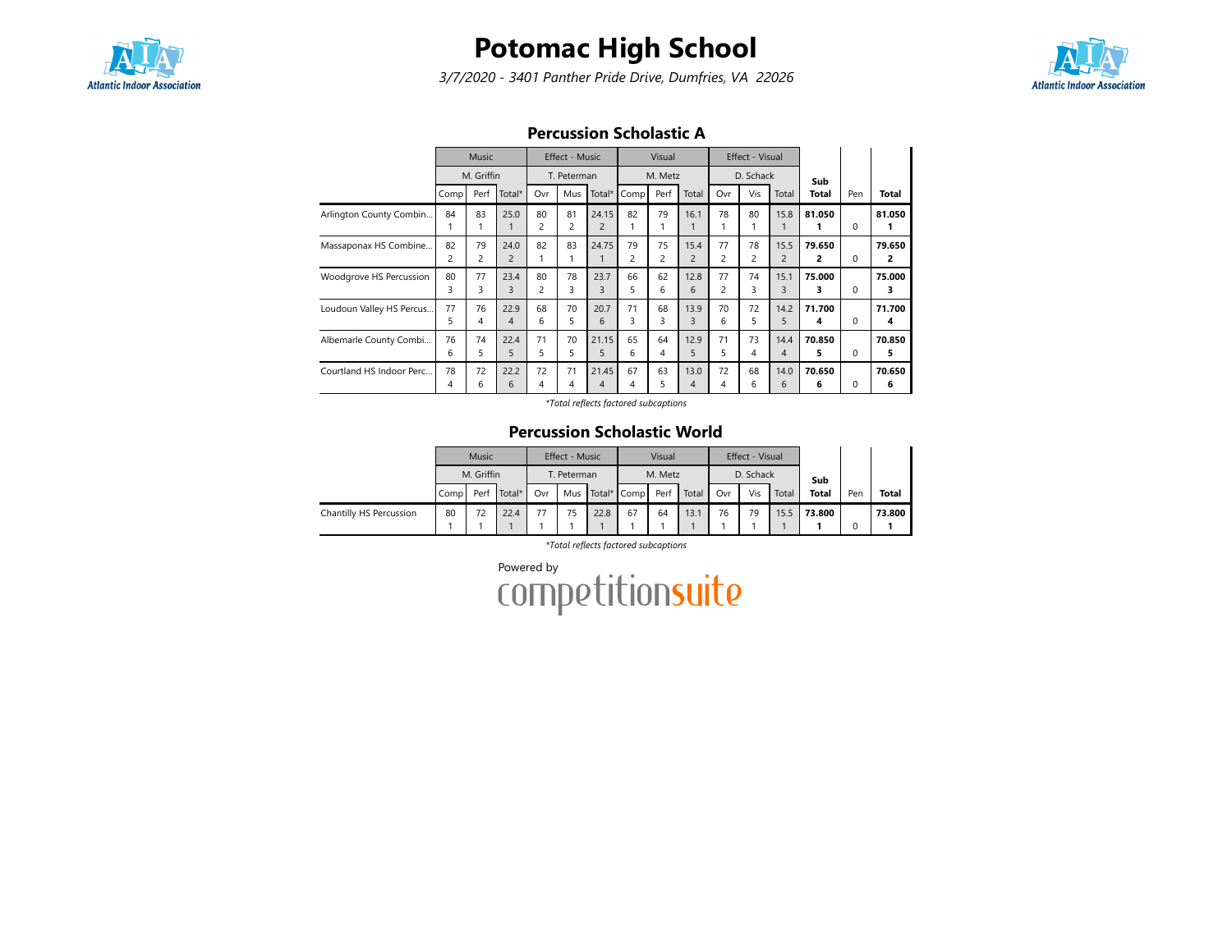# Potomac High School

*3/7/2020 - 3401 Panther Pride Drive, Dumfries, VA 22026*

## Percussion Scholastic A

| | Music | | | Effect - Music | | | Visual | | | Effect - Visual | | | Sub Total | Pen | Total |
|---|---|---|---|---|---|---|---|---|---|---|---|---|---|---|---|
| | M. Griffin | | | T. Peterman | | | M. Metz | | | D. Schack | | | | | |
| | Comp | Perf | Total* | Ovr | Mus | Total* | Comp | Perf | Total | Ovr | Vis | Total | | | |
| Arlington County Combin... | 84 1 | 83 1 | 25.0 1 | 80 2 | 81 2 | 24.15 2 | 82 1 | 79 1 | 16.1 1 | 78 1 | 80 1 | 15.8 1 | **81.050 1** | 0 | **81.050 1** |
| Massaponax HS Combine... | 82 2 | 79 2 | 24.0 2 | 82 1 | 83 1 | 24.75 1 | 79 2 | 75 2 | 15.4 2 | 77 2 | 78 2 | 15.5 2 | **79.650 2** | 0 | **79.650 2** |
| Woodgrove HS Percussion | 80 3 | 77 3 | 23.4 3 | 80 2 | 78 3 | 23.7 3 | 66 5 | 62 6 | 12.8 6 | 77 2 | 74 3 | 15.1 3 | **75.000 3** | 0 | **75.000 3** |
| Loudoun Valley HS Percus... | 77 5 | 76 4 | 22.9 4 | 68 6 | 70 5 | 20.7 6 | 71 3 | 68 3 | 13.9 3 | 70 6 | 72 5 | 14.2 5 | **71.700 4** | 0 | **71.700 4** |
| Albemarle County Combi... | 76 6 | 74 5 | 22.4 5 | 71 5 | 70 5 | 21.15 5 | 65 6 | 64 4 | 12.9 5 | 71 5 | 73 4 | 14.4 4 | **70.850 5** | 0 | **70.850 5** |
| Courtland HS Indoor Perc... | 78 4 | 72 6 | 22.2 6 | 72 4 | 71 4 | 21.45 4 | 67 4 | 63 5 | 13.0 4 | 72 4 | 68 6 | 14.0 6 | **70.650 6** | 0 | **70.650 6** |

*\*Total reflects factored subcaptions*

## Percussion Scholastic World

| | Music | | | Effect - Music | | | Visual | | | Effect - Visual | | | Sub Total | Pen | Total |
|---|---|---|---|---|---|---|---|---|---|---|---|---|---|---|---|
| | M. Griffin | | | T. Peterman | | | M. Metz | | | D. Schack | | | | | |
| | Comp | Perf | Total* | Ovr | Mus | Total* | Comp | Perf | Total | Ovr | Vis | Total | | | |
| Chantilly HS Percussion | 80 1 | 72 1 | 22.4 1 | 77 1 | 75 1 | 22.8 1 | 67 1 | 64 1 | 13.1 1 | 76 1 | 79 1 | 15.5 1 | **73.800 1** | 0 | **73.800 1** |

*\*Total reflects factored subcaptions*

Powered by competitionsuite